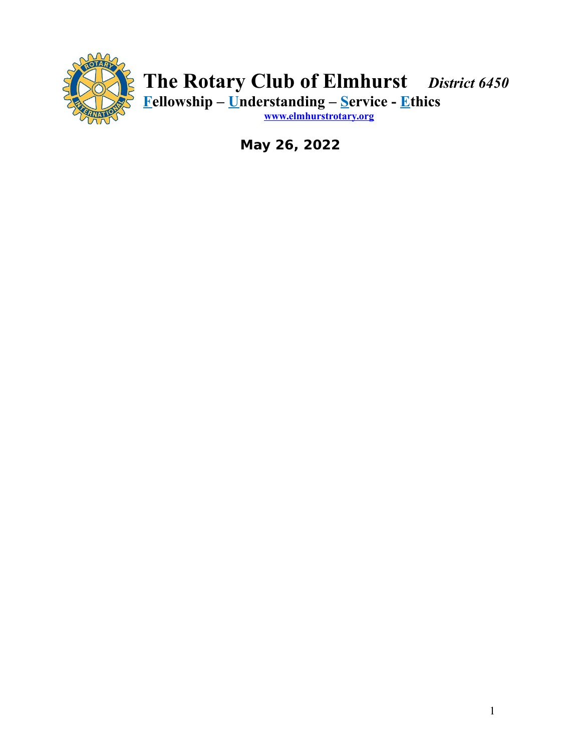# The Rotary Club of Elmhurst *District 6450*

**Fellowship – Understanding – Service - Ethics**

**www.elmhurstrotary.org**

**May 26, 2022**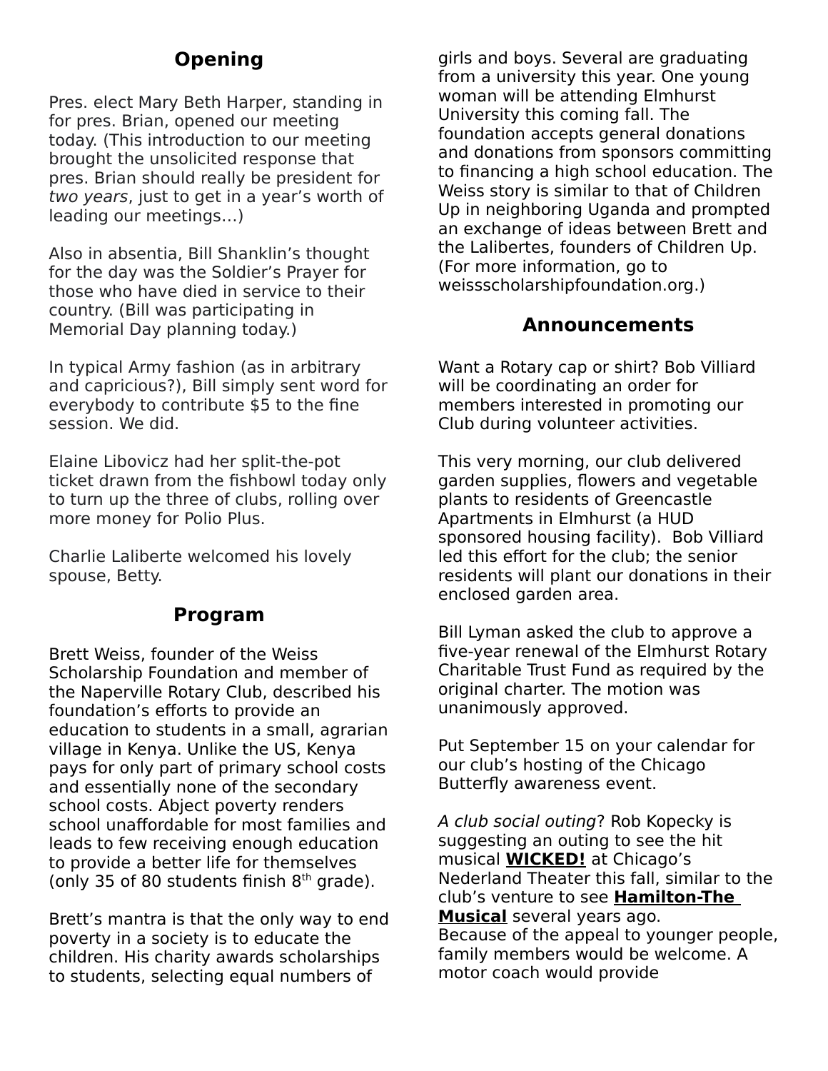## Opening

Pres. elect Mary Beth Harper, standing in for pres. Brian, opened our meeting today. (This introduction to our meeting brought the unsolicited response that pres. Brian should really be president for *two years*, just to get in a year's worth of leading our meetings…)

Also in absentia, Bill Shanklin's thought for the day was the Soldier's Prayer for those who have died in service to their country. (Bill was participating in Memorial Day planning today.)

In typical Army fashion (as in arbitrary and capricious?), Bill simply sent word for everybody to contribute $5 to the fine session. We did.

Elaine Libovicz had her split-the-pot ticket drawn from the fishbowl today only to turn up the three of clubs, rolling over more money for Polio Plus.

Charlie Laliberte welcomed his lovely spouse, Betty.

## Program

Brett Weiss, founder of the Weiss Scholarship Foundation and member of the Naperville Rotary Club, described his foundation's efforts to provide an education to students in a small, agrarian village in Kenya. Unlike the US, Kenya pays for only part of primary school costs and essentially none of the secondary school costs. Abject poverty renders school unaffordable for most families and leads to few receiving enough education to provide a better life for themselves (only 35 of 80 students finish 8th grade).

Brett's mantra is that the only way to end poverty in a society is to educate the children. His charity awards scholarships to students, selecting equal numbers of girls and boys. Several are graduating from a university this year. One young woman will be attending Elmhurst University this coming fall. The foundation accepts general donations and donations from sponsors committing to financing a high school education. The Weiss story is similar to that of Children Up in neighboring Uganda and prompted an exchange of ideas between Brett and the Lalibertes, founders of Children Up. (For more information, go to weissscholarshipfoundation.org.)

## Announcements

Want a Rotary cap or shirt? Bob Villiard will be coordinating an order for members interested in promoting our Club during volunteer activities.

This very morning, our club delivered garden supplies, flowers and vegetable plants to residents of Greencastle Apartments in Elmhurst (a HUD sponsored housing facility). Bob Villiard led this effort for the club; the senior residents will plant our donations in their enclosed garden area.

Bill Lyman asked the club to approve a five-year renewal of the Elmhurst Rotary Charitable Trust Fund as required by the original charter. The motion was unanimously approved.

Put September 15 on your calendar for our club's hosting of the Chicago Butterfly awareness event.

*A club social outing*? Rob Kopecky is suggesting an outing to see the hit musical **WICKED!** at Chicago's Nederland Theater this fall, similar to the club's venture to see **Hamilton-The Musical** several years ago.
Because of the appeal to younger people, family members would be welcome. A motor coach would provide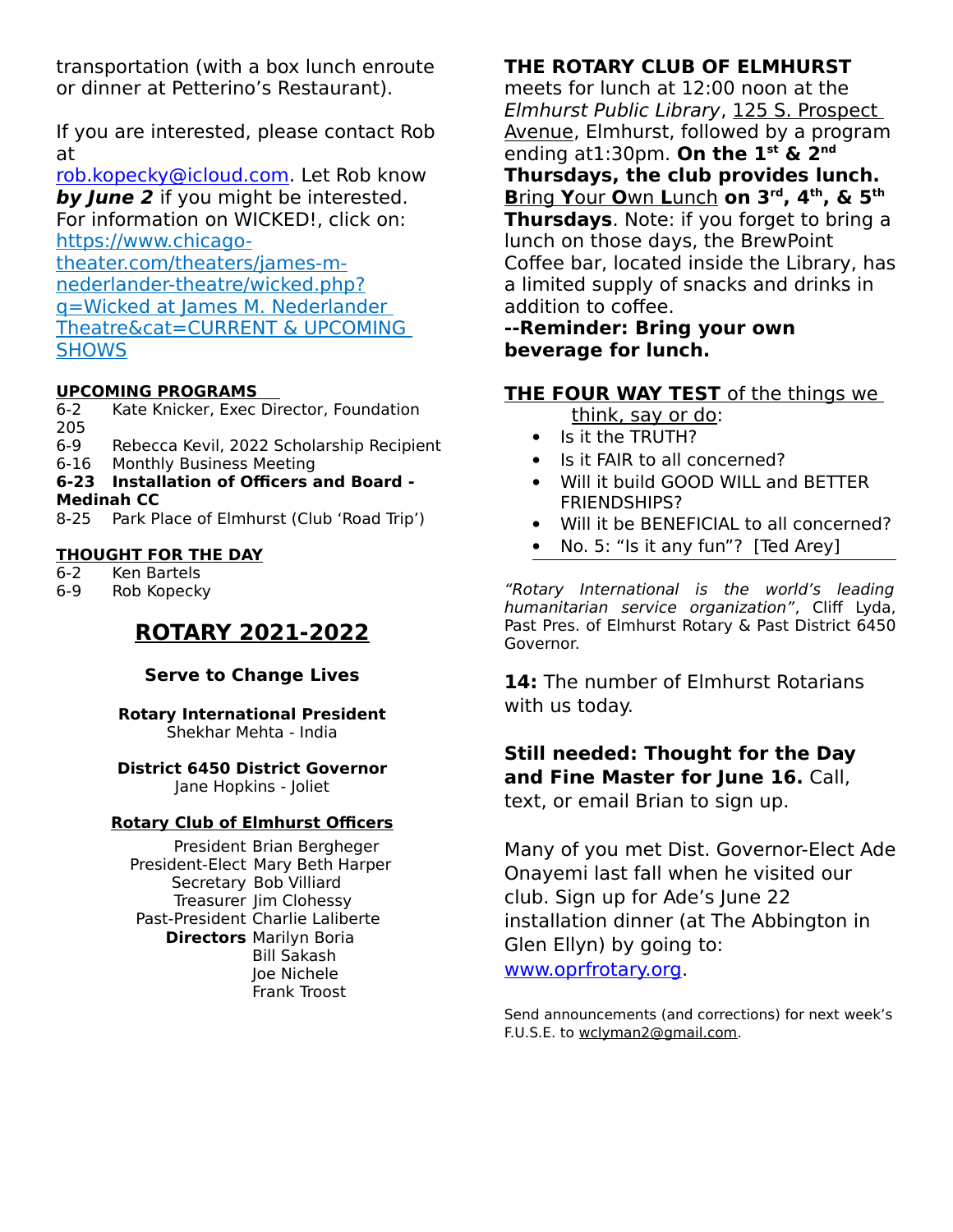transportation (with a box lunch enroute or dinner at Petterino's Restaurant).

If you are interested, please contact Rob at rob.kopecky@icloud.com. Let Rob know ***by June 2*** if you might be interested. For information on WICKED!, click on: https://www.chicago-theater.com/theaters/james-m-nederlander-theatre/wicked.php?q=Wicked at James M. Nederlander Theatre&cat=CURRENT & UPCOMING SHOWS

**UPCOMING PROGRAMS**

6-2 Kate Knicker, Exec Director, Foundation 205
6-9 Rebecca Kevil, 2022 Scholarship Recipient
6-16 Monthly Business Meeting
**6-23 Installation of Officers and Board - Medinah CC**
8-25 Park Place of Elmhurst (Club 'Road Trip')

**THOUGHT FOR THE DAY**

6-2 Ken Bartels
6-9 Rob Kopecky

## ROTARY 2021-2022

**Serve to Change Lives**

**Rotary International President**
Shekhar Mehta - India

**District 6450 District Governor**
Jane Hopkins - Joliet

**Rotary Club of Elmhurst Officers**

President Brian Bergheger
President-Elect Mary Beth Harper
Secretary Bob Villiard
Treasurer Jim Clohessy
Past-President Charlie Laliberte
**Directors** Marilyn Boria
Bill Sakash
Joe Nichele
Frank Troost

**THE ROTARY CLUB OF ELMHURST** meets for lunch at 12:00 noon at the *Elmhurst Public Library*, 125 S. Prospect Avenue, Elmhurst, followed by a program ending at1:30pm. **On the 1st & 2nd Thursdays, the club provides lunch.** **B**ring **Y**our **O**wn **L**unch **on 3rd, 4th, & 5th Thursdays**. Note: if you forget to bring a lunch on those days, the BrewPoint Coffee bar, located inside the Library, has a limited supply of snacks and drinks in addition to coffee.
**--Reminder: Bring your own beverage for lunch.**

**THE FOUR WAY TEST** of the things we think, say or do:

- Is it the TRUTH?
- Is it FAIR to all concerned?
- Will it build GOOD WILL and BETTER FRIENDSHIPS?
- Will it be BENEFICIAL to all concerned?
- No. 5: "Is it any fun"? [Ted Arey]

*"Rotary International is the world's leading humanitarian service organization"*, Cliff Lyda, Past Pres. of Elmhurst Rotary & Past District 6450 Governor.

**14:** The number of Elmhurst Rotarians with us today.

**Still needed: Thought for the Day and Fine Master for June 16.** Call, text, or email Brian to sign up.

Many of you met Dist. Governor-Elect Ade Onayemi last fall when he visited our club. Sign up for Ade's June 22 installation dinner (at The Abbington in Glen Ellyn) by going to: www.oprfrotary.org.

Send announcements (and corrections) for next week's F.U.S.E. to wclyman2@gmail.com.